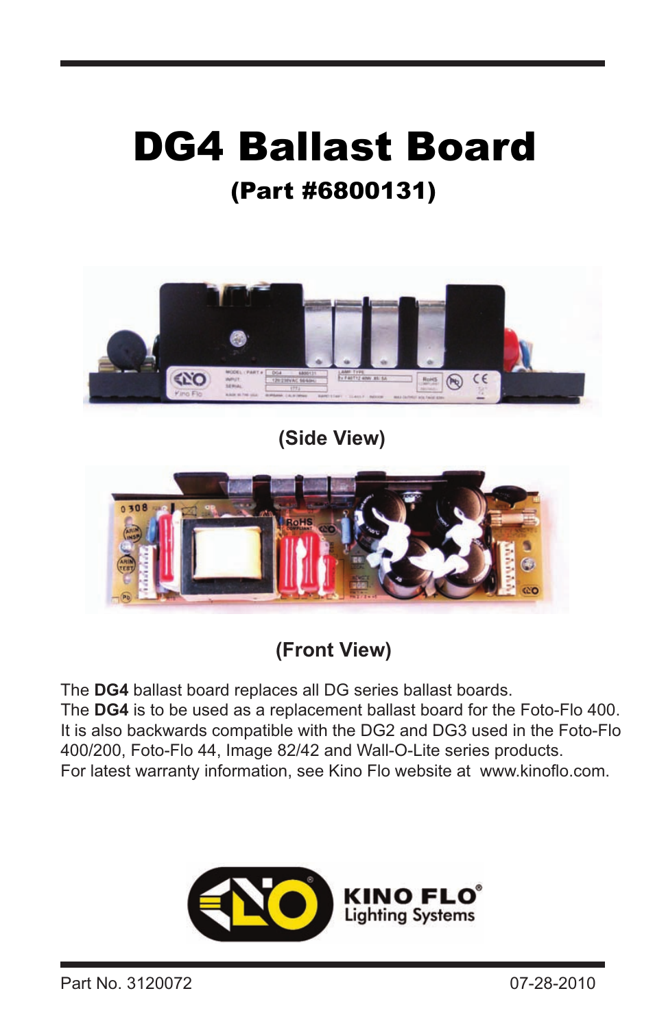# DG4 Ballast Board

## (Part #6800131)

(Side View)

(Front View)

The **DG4** ballast board replaces all DG series ballast boards.
The **DG4** is to be used as a replacement ballast board for the Foto-Flo 400.
It is also backwards compatible with the DG2 and DG3 used in the Foto-Flo 400/200, Foto-Flo 44, Image 82/42 and Wall-O-Lite series products.
For latest warranty information, see Kino Flo website at www.kinoflo.com.

KINO FLO® Lighting Systems

Part No. 3120072 07-28-2010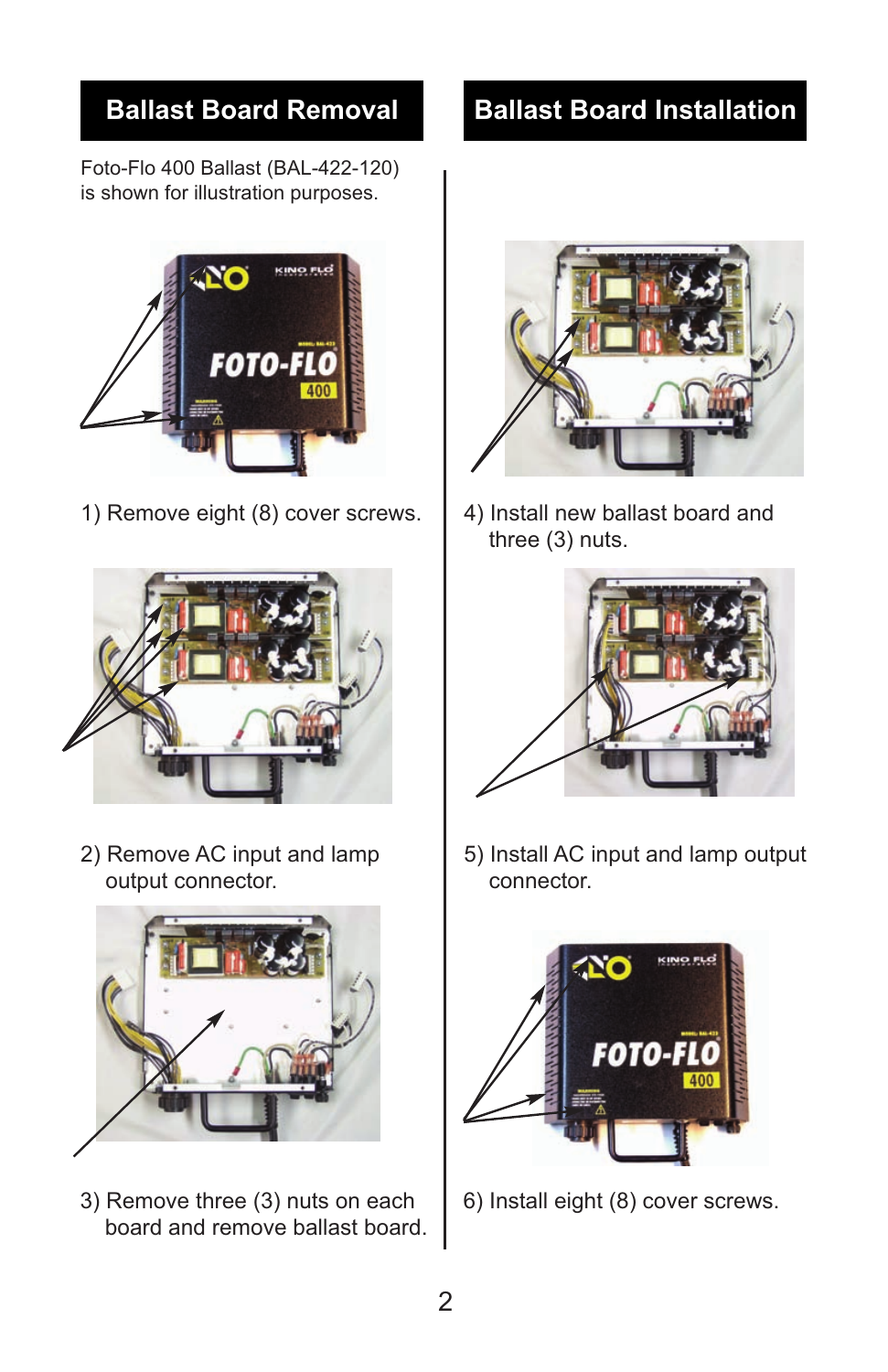## Ballast Board Removal

Foto-Flo 400 Ballast (BAL-422-120) is shown for illustration purposes.

1) Remove eight (8) cover screws.

2) Remove AC input and lamp output connector.

3) Remove three (3) nuts on each board and remove ballast board.

## Ballast Board Installation

4) Install new ballast board and three (3) nuts.

5) Install AC input and lamp output connector.

6) Install eight (8) cover screws.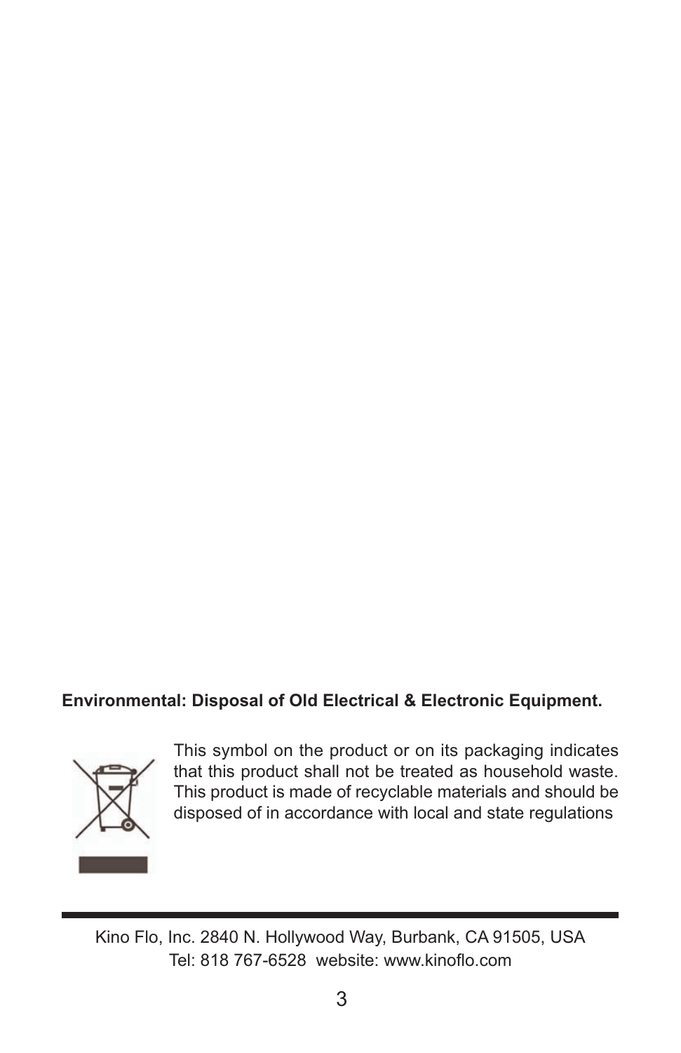**Environmental: Disposal of Old Electrical & Electronic Equipment.**

This symbol on the product or on its packaging indicates that this product shall not be treated as household waste. This product is made of recyclable materials and should be disposed of in accordance with local and state regulations

---

Kino Flo, Inc. 2840 N. Hollywood Way, Burbank, CA 91505, USA
Tel: 818 767-6528 website: www.kinoflo.com